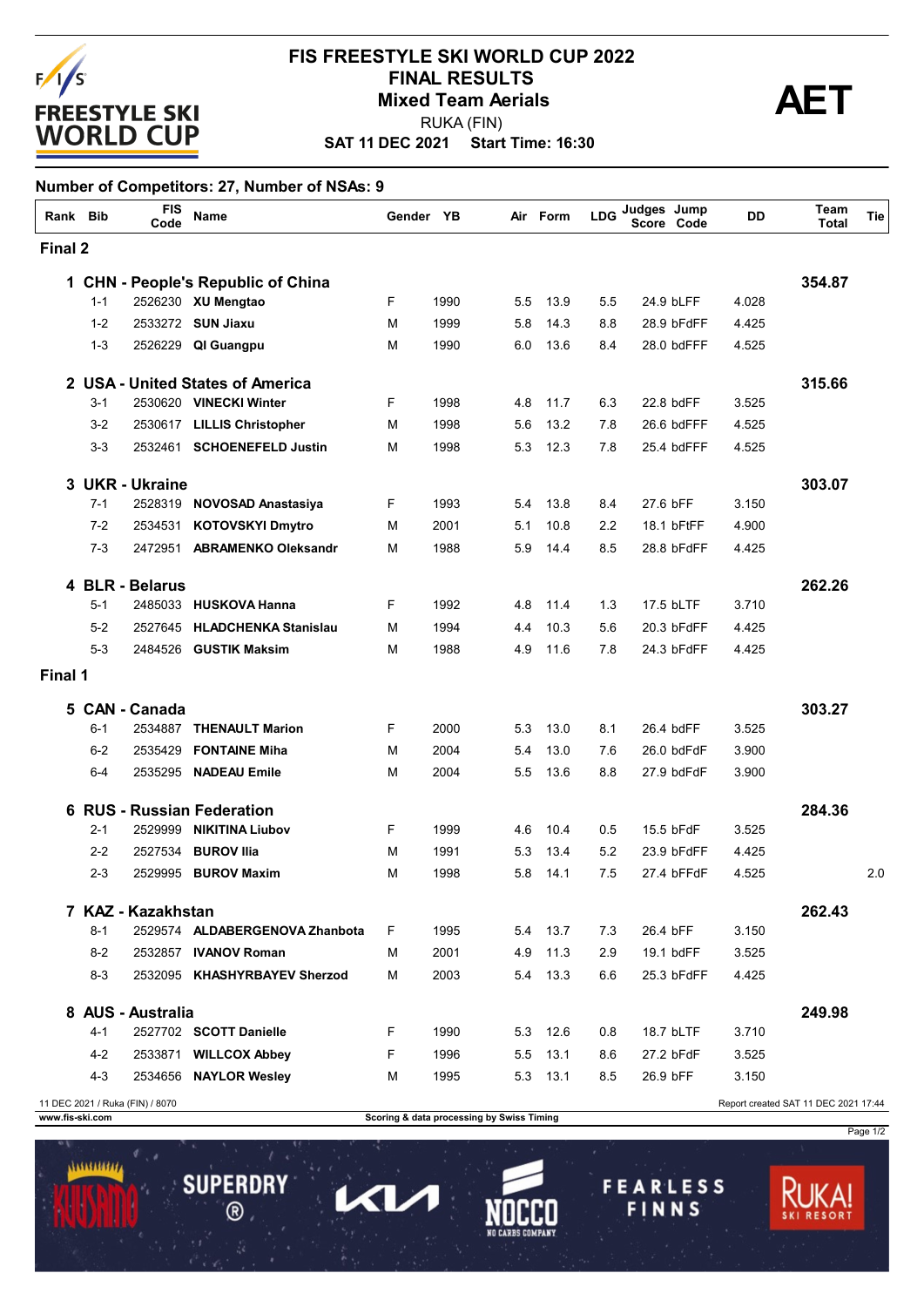# FIS FREESTYLE SKI WORLD CUP 2022

## FINAL RESULTS

### Mixed Team Aerials

RUKA (FIN)

**SAT 11 DEC 2021 Start Time: 16:30**

**AET**

**Number of Competitors: 27, Number of NSAs: 9**

| Rank | Bib | FIS Code | Name | Gender | YB | Air | Form | LDG | Judges Score | Jump Code | DD | Team Total | Tie |
|---|---|---|---|---|---|---|---|---|---|---|---|---|---|
| **Final 2** | | | | | | | | | | | | | |
| **1** | | | **CHN - People's Republic of China** | | | | | | | | | **354.87** | |
| | 1-1 | 2526230 | **XU Mengtao** | F | 1990 | 5.5 | 13.9 | 5.5 | 24.9 | bLFF | 4.028 | | |
| | 1-2 | 2533272 | **SUN Jiaxu** | M | 1999 | 5.8 | 14.3 | 8.8 | 28.9 | bFdFF | 4.425 | | |
| | 1-3 | 2526229 | **QI Guangpu** | M | 1990 | 6.0 | 13.6 | 8.4 | 28.0 | bdFFF | 4.525 | | |
| **2** | | | **USA - United States of America** | | | | | | | | | **315.66** | |
| | 3-1 | 2530620 | **VINECKI Winter** | F | 1998 | 4.8 | 11.7 | 6.3 | 22.8 | bdFF | 3.525 | | |
| | 3-2 | 2530617 | **LILLIS Christopher** | M | 1998 | 5.6 | 13.2 | 7.8 | 26.6 | bdFFF | 4.525 | | |
| | 3-3 | 2532461 | **SCHOENEFELD Justin** | M | 1998 | 5.3 | 12.3 | 7.8 | 25.4 | bdFFF | 4.525 | | |
| **3** | | | **UKR - Ukraine** | | | | | | | | | **303.07** | |
| | 7-1 | 2528319 | **NOVOSAD Anastasiya** | F | 1993 | 5.4 | 13.8 | 8.4 | 27.6 | bFF | 3.150 | | |
| | 7-2 | 2534531 | **KOTOVSKYI Dmytro** | M | 2001 | 5.1 | 10.8 | 2.2 | 18.1 | bFtFF | 4.900 | | |
| | 7-3 | 2472951 | **ABRAMENKO Oleksandr** | M | 1988 | 5.9 | 14.4 | 8.5 | 28.8 | bFdFF | 4.425 | | |
| **4** | | | **BLR - Belarus** | | | | | | | | | **262.26** | |
| | 5-1 | 2485033 | **HUSKOVA Hanna** | F | 1992 | 4.8 | 11.4 | 1.3 | 17.5 | bLTF | 3.710 | | |
| | 5-2 | 2527645 | **HLADCHENKA Stanislau** | M | 1994 | 4.4 | 10.3 | 5.6 | 20.3 | bFdFF | 4.425 | | |
| | 5-3 | 2484526 | **GUSTIK Maksim** | M | 1988 | 4.9 | 11.6 | 7.8 | 24.3 | bFdFF | 4.425 | | |
| **Final 1** | | | | | | | | | | | | | |
| **5** | | | **CAN - Canada** | | | | | | | | | **303.27** | |
| | 6-1 | 2534887 | **THENAULT Marion** | F | 2000 | 5.3 | 13.0 | 8.1 | 26.4 | bdFF | 3.525 | | |
| | 6-2 | 2535429 | **FONTAINE Miha** | M | 2004 | 5.4 | 13.0 | 7.6 | 26.0 | bdFdF | 3.900 | | |
| | 6-4 | 2535295 | **NADEAU Emile** | M | 2004 | 5.5 | 13.6 | 8.8 | 27.9 | bdFdF | 3.900 | | |
| **6** | | | **RUS - Russian Federation** | | | | | | | | | **284.36** | |
| | 2-1 | 2529999 | **NIKITINA Liubov** | F | 1999 | 4.6 | 10.4 | 0.5 | 15.5 | bFdF | 3.525 | | |
| | 2-2 | 2527534 | **BUROV Ilia** | M | 1991 | 5.3 | 13.4 | 5.2 | 23.9 | bFdFF | 4.425 | | |
| | 2-3 | 2529995 | **BUROV Maxim** | M | 1998 | 5.8 | 14.1 | 7.5 | 27.4 | bFFdF | 4.525 | | 2.0 |
| **7** | | | **KAZ - Kazakhstan** | | | | | | | | | **262.43** | |
| | 8-1 | 2529574 | **ALDABERGENOVA Zhanbota** | F | 1995 | 5.4 | 13.7 | 7.3 | 26.4 | bFF | 3.150 | | |
| | 8-2 | 2532857 | **IVANOV Roman** | M | 2001 | 4.9 | 11.3 | 2.9 | 19.1 | bdFF | 3.525 | | |
| | 8-3 | 2532095 | **KHASHYRBAYEV Sherzod** | M | 2003 | 5.4 | 13.3 | 6.6 | 25.3 | bFdFF | 4.425 | | |
| **8** | | | **AUS - Australia** | | | | | | | | | **249.98** | |
| | 4-1 | 2527702 | **SCOTT Danielle** | F | 1990 | 5.3 | 12.6 | 0.8 | 18.7 | bLTF | 3.710 | | |
| | 4-2 | 2533871 | **WILLCOX Abbey** | F | 1996 | 5.5 | 13.1 | 8.6 | 27.2 | bFdF | 3.525 | | |
| | 4-3 | 2534656 | **NAYLOR Wesley** | M | 1995 | 5.3 | 13.1 | 8.5 | 26.9 | bFF | 3.150 | | |

11 DEC 2021 / Ruka (FIN) / 8070

Report created SAT 11 DEC 2021 17:44

www.fis-ski.com

Scoring & data processing by Swiss Timing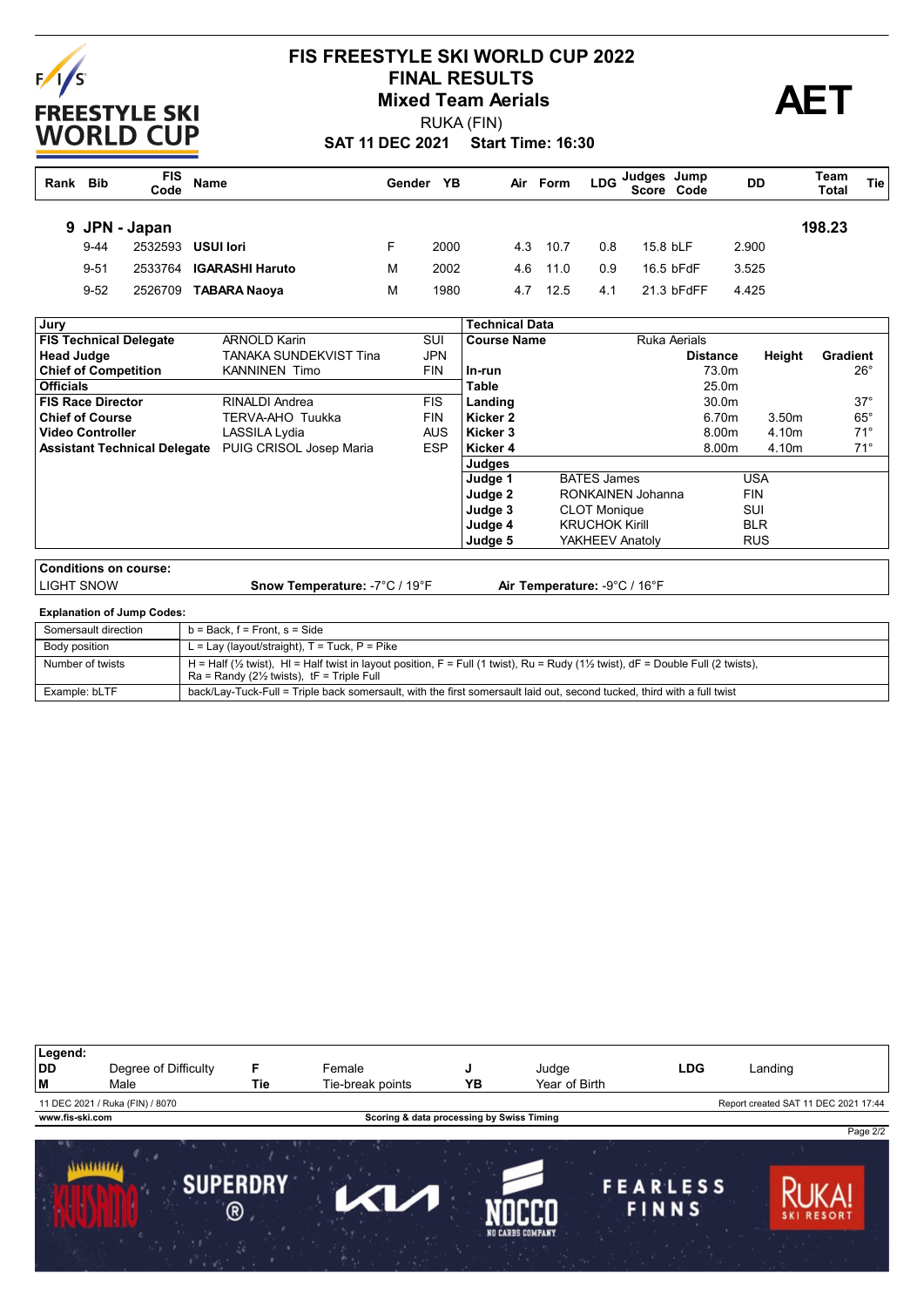# FIS FREESTYLE SKI WORLD CUP 2022
## FINAL RESULTS
### Mixed Team Aerials

RUKA (FIN)

**SAT 11 DEC 2021 Start Time: 16:30**

**AET**

| Rank | Bib | FIS Code | Name | Gender | YB | Air | Form | LDG | Judges Score | Jump Code | DD | Team Total | Tie |
|---|---|---|---|---|---|---|---|---|---|---|---|---|---|
| 9 | JPN - Japan | | | | | | | | | | | 198.23 | |
| | 9-44 | 2532593 | USUI Iori | F | 2000 | 4.3 | 10.7 | 0.8 | 15.8 | bLF | 2.900 | | |
| | 9-51 | 2533764 | IGARASHI Haruto | M | 2002 | 4.6 | 11.0 | 0.9 | 16.5 | bFdF | 3.525 | | |
| | 9-52 | 2526709 | TABARA Naoya | M | 1980 | 4.7 | 12.5 | 4.1 | 21.3 | bFdFF | 4.425 | | |

| Jury | | |
|---|---|---|
| **FIS Technical Delegate** | ARNOLD Karin | SUI |
| **Head Judge** | TANAKA SUNDEKVIST Tina | JPN |
| **Chief of Competition** | KANNINEN Timo | FIN |
| **Officials** | | |
| **FIS Race Director** | RINALDI Andrea | FIS |
| **Chief of Course** | TERVA-AHO Tuukka | FIN |
| **Video Controller** | LASSILA Lydia | AUS |
| **Assistant Technical Delegate** | PUIG CRISOL Josep Maria | ESP |

| Technical Data | | | |
|---|---|---|---|
| **Course Name** | Ruka Aerials | | |
| | **Distance** | **Height** | **Gradient** |
| **In-run** | 73.0m | | 26° |
| **Table** | 25.0m | | |
| **Landing** | 30.0m | | 37° |
| **Kicker 2** | 6.70m | 3.50m | 65° |
| **Kicker 3** | 8.00m | 4.10m | 71° |
| **Kicker 4** | 8.00m | 4.10m | 71° |

| Judges | | |
|---|---|---|
| **Judge 1** | BATES James | USA |
| **Judge 2** | RONKAINEN Johanna | FIN |
| **Judge 3** | CLOT Monique | SUI |
| **Judge 4** | KRUCHOK Kirill | BLR |
| **Judge 5** | YAKHEEV Anatoly | RUS |

**Conditions on course:**
LIGHT SNOW **Snow Temperature:** -7°C / 19°F **Air Temperature:** -9°C / 16°F

**Explanation of Jump Codes:**

| | |
|---|---|
| Somersault direction | b = Back, f = Front, s = Side |
| Body position | L = Lay (layout/straight), T = Tuck, P = Pike |
| Number of twists | H = Half (½ twist), Hl = Half twist in layout position, F = Full (1 twist), Ru = Rudy (1½ twist), dF = Double Full (2 twists), Ra = Randy (2½ twists), tF = Triple Full |
| Example: bLTF | back/Lay-Tuck-Full = Triple back somersault, with the first somersault laid out, second tucked, third with a full twist |

| Legend: | | | | | | | |
|---|---|---|---|---|---|---|---|
| DD | Degree of Difficulty | F | Female | J | Judge | LDG | Landing |
| M | Male | Tie | Tie-break points | YB | Year of Birth | | |

11 DEC 2021 / Ruka (FIN) / 8070 — Report created SAT 11 DEC 2021 17:44

www.fis-ski.com — Scoring & data processing by Swiss Timing